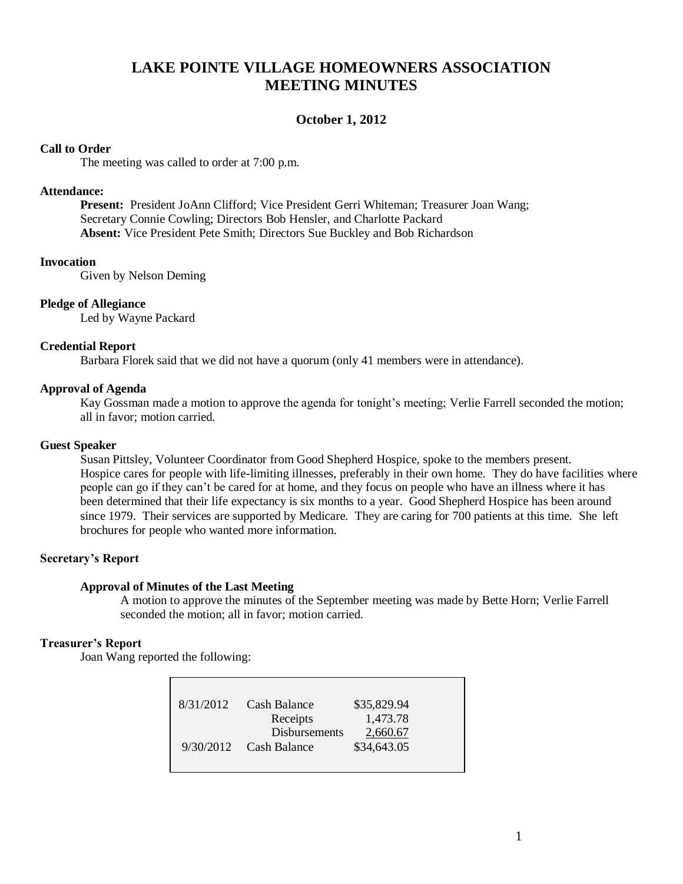# LAKE POINTE VILLAGE HOMEOWNERS ASSOCIATION
# MEETING MINUTES

### October 1, 2012

**Call to Order**

The meeting was called to order at 7:00 p.m.

**Attendance:**

**Present:** President JoAnn Clifford; Vice President Gerri Whiteman; Treasurer Joan Wang; Secretary Connie Cowling; Directors Bob Hensler, and Charlotte Packard
**Absent:** Vice President Pete Smith; Directors Sue Buckley and Bob Richardson

**Invocation**

Given by Nelson Deming

**Pledge of Allegiance**

Led by Wayne Packard

**Credential Report**

Barbara Florek said that we did not have a quorum (only 41 members were in attendance).

**Approval of Agenda**

Kay Gossman made a motion to approve the agenda for tonight's meeting; Verlie Farrell seconded the motion; all in favor; motion carried.

**Guest Speaker**

Susan Pittsley, Volunteer Coordinator from Good Shepherd Hospice, spoke to the members present. Hospice cares for people with life-limiting illnesses, preferably in their own home. They do have facilities where people can go if they can't be cared for at home, and they focus on people who have an illness where it has been determined that their life expectancy is six months to a year. Good Shepherd Hospice has been around since 1979. Their services are supported by Medicare. They are caring for 700 patients at this time. She left brochures for people who wanted more information.

**Secretary's Report**

**Approval of Minutes of the Last Meeting**

A motion to approve the minutes of the September meeting was made by Bette Horn; Verlie Farrell seconded the motion; all in favor; motion carried.

**Treasurer's Report**

Joan Wang reported the following:

| | | |
|---|---|---|
| 8/31/2012 | Cash Balance | $35,829.94 |
| | Receipts | 1,473.78 |
| | Disbursements | 2,660.67 |
| 9/30/2012 | Cash Balance | $34,643.05 |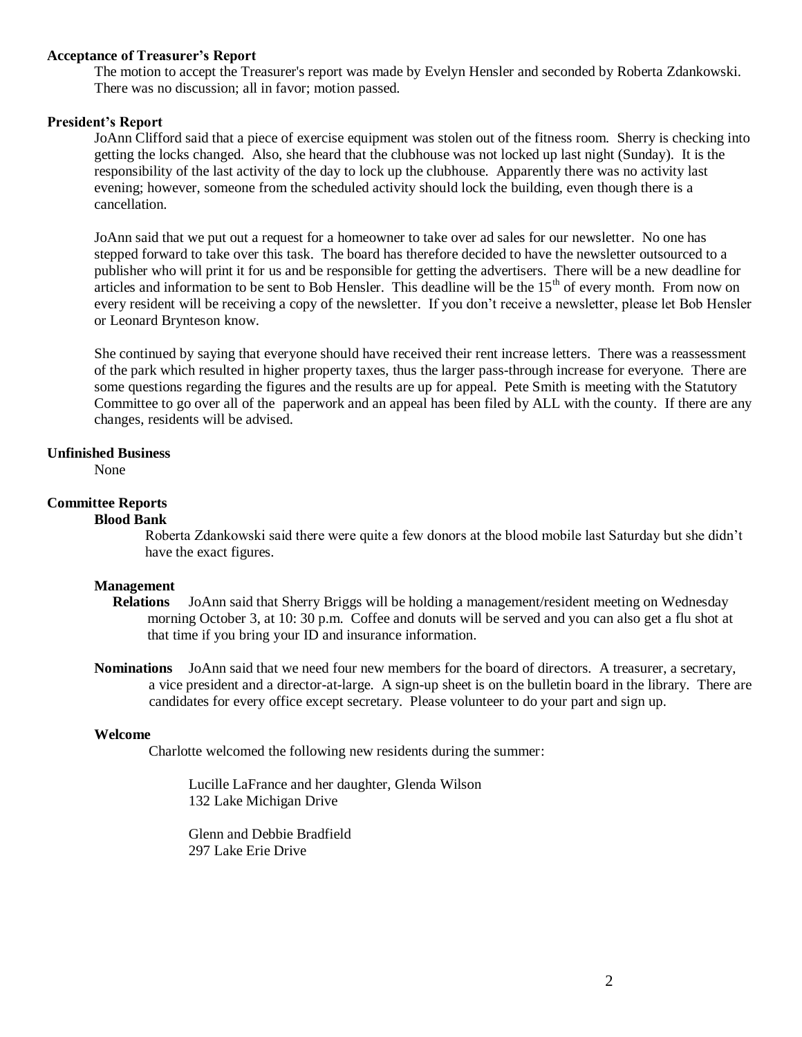**Acceptance of Treasurer's Report**

The motion to accept the Treasurer's report was made by Evelyn Hensler and seconded by Roberta Zdankowski. There was no discussion; all in favor; motion passed.

**President's Report**

JoAnn Clifford said that a piece of exercise equipment was stolen out of the fitness room. Sherry is checking into getting the locks changed. Also, she heard that the clubhouse was not locked up last night (Sunday). It is the responsibility of the last activity of the day to lock up the clubhouse. Apparently there was no activity last evening; however, someone from the scheduled activity should lock the building, even though there is a cancellation.

JoAnn said that we put out a request for a homeowner to take over ad sales for our newsletter. No one has stepped forward to take over this task. The board has therefore decided to have the newsletter outsourced to a publisher who will print it for us and be responsible for getting the advertisers. There will be a new deadline for articles and information to be sent to Bob Hensler. This deadline will be the 15th of every month. From now on every resident will be receiving a copy of the newsletter. If you don't receive a newsletter, please let Bob Hensler or Leonard Brynteson know.

She continued by saying that everyone should have received their rent increase letters. There was a reassessment of the park which resulted in higher property taxes, thus the larger pass-through increase for everyone. There are some questions regarding the figures and the results are up for appeal. Pete Smith is meeting with the Statutory Committee to go over all of the paperwork and an appeal has been filed by ALL with the county. If there are any changes, residents will be advised.

**Unfinished Business**

None

**Committee Reports**

**Blood Bank**

Roberta Zdankowski said there were quite a few donors at the blood mobile last Saturday but she didn't have the exact figures.

**Management Relations** JoAnn said that Sherry Briggs will be holding a management/resident meeting on Wednesday morning October 3, at 10: 30 p.m. Coffee and donuts will be served and you can also get a flu shot at that time if you bring your ID and insurance information.

**Nominations** JoAnn said that we need four new members for the board of directors. A treasurer, a secretary, a vice president and a director-at-large. A sign-up sheet is on the bulletin board in the library. There are candidates for every office except secretary. Please volunteer to do your part and sign up.

**Welcome**

Charlotte welcomed the following new residents during the summer:

Lucille LaFrance and her daughter, Glenda Wilson
132 Lake Michigan Drive

Glenn and Debbie Bradfield
297 Lake Erie Drive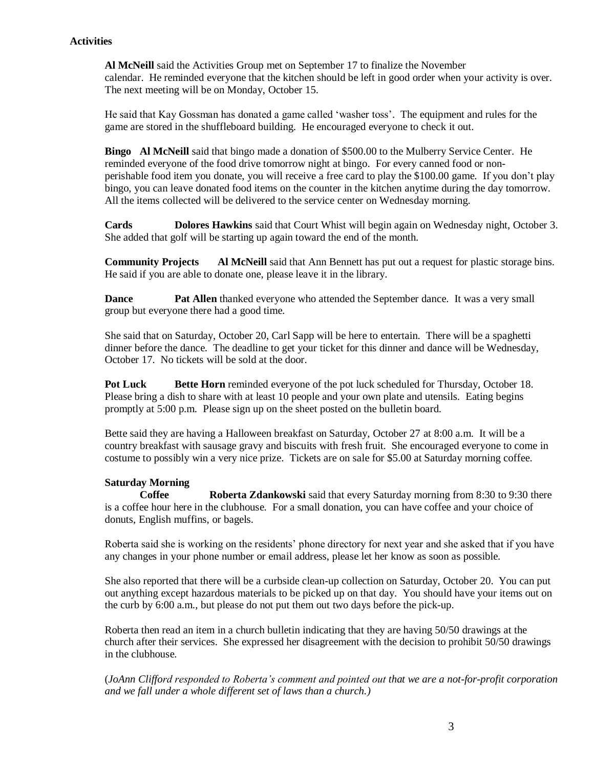**Activities**

**Al McNeill** said the Activities Group met on September 17 to finalize the November calendar. He reminded everyone that the kitchen should be left in good order when your activity is over. The next meeting will be on Monday, October 15.

He said that Kay Gossman has donated a game called 'washer toss'. The equipment and rules for the game are stored in the shuffleboard building. He encouraged everyone to check it out.

**Bingo** **Al McNeill** said that bingo made a donation of $500.00 to the Mulberry Service Center. He reminded everyone of the food drive tomorrow night at bingo. For every canned food or non-perishable food item you donate, you will receive a free card to play the $100.00 game. If you don't play bingo, you can leave donated food items on the counter in the kitchen anytime during the day tomorrow. All the items collected will be delivered to the service center on Wednesday morning.

**Cards** **Dolores Hawkins** said that Court Whist will begin again on Wednesday night, October 3. She added that golf will be starting up again toward the end of the month.

**Community Projects** **Al McNeill** said that Ann Bennett has put out a request for plastic storage bins. He said if you are able to donate one, please leave it in the library.

**Dance** **Pat Allen** thanked everyone who attended the September dance. It was a very small group but everyone there had a good time.

She said that on Saturday, October 20, Carl Sapp will be here to entertain. There will be a spaghetti dinner before the dance. The deadline to get your ticket for this dinner and dance will be Wednesday, October 17. No tickets will be sold at the door.

**Pot Luck** **Bette Horn** reminded everyone of the pot luck scheduled for Thursday, October 18. Please bring a dish to share with at least 10 people and your own plate and utensils. Eating begins promptly at 5:00 p.m. Please sign up on the sheet posted on the bulletin board.

Bette said they are having a Halloween breakfast on Saturday, October 27 at 8:00 a.m. It will be a country breakfast with sausage gravy and biscuits with fresh fruit. She encouraged everyone to come in costume to possibly win a very nice prize. Tickets are on sale for $5.00 at Saturday morning coffee.

**Saturday Morning Coffee** **Roberta Zdankowski** said that every Saturday morning from 8:30 to 9:30 there is a coffee hour here in the clubhouse. For a small donation, you can have coffee and your choice of donuts, English muffins, or bagels.

Roberta said she is working on the residents' phone directory for next year and she asked that if you have any changes in your phone number or email address, please let her know as soon as possible.

She also reported that there will be a curbside clean-up collection on Saturday, October 20. You can put out anything except hazardous materials to be picked up on that day. You should have your items out on the curb by 6:00 a.m., but please do not put them out two days before the pick-up.

Roberta then read an item in a church bulletin indicating that they are having 50/50 drawings at the church after their services. She expressed her disagreement with the decision to prohibit 50/50 drawings in the clubhouse.

(*JoAnn Clifford responded to Roberta's comment and pointed out that we are a not-for-profit corporation and we fall under a whole different set of laws than a church.)*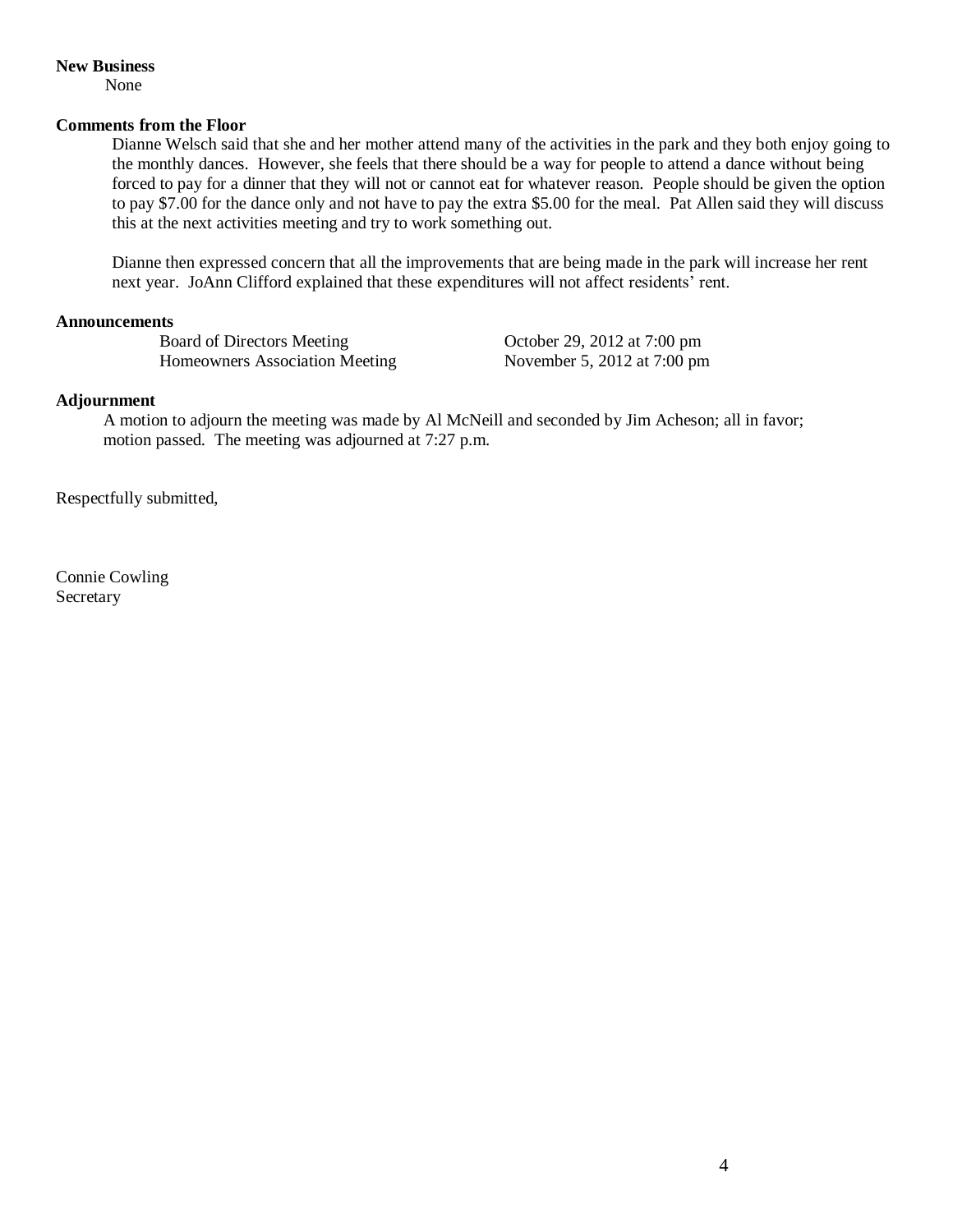**New Business**

None

**Comments from the Floor**

Dianne Welsch said that she and her mother attend many of the activities in the park and they both enjoy going to the monthly dances. However, she feels that there should be a way for people to attend a dance without being forced to pay for a dinner that they will not or cannot eat for whatever reason. People should be given the option to pay $7.00 for the dance only and not have to pay the extra $5.00 for the meal. Pat Allen said they will discuss this at the next activities meeting and try to work something out.

Dianne then expressed concern that all the improvements that are being made in the park will increase her rent next year. JoAnn Clifford explained that these expenditures will not affect residents' rent.

**Announcements**

| | |
|---|---|
| Board of Directors Meeting | October 29, 2012 at 7:00 pm |
| Homeowners Association Meeting | November 5, 2012 at 7:00 pm |

**Adjournment**

A motion to adjourn the meeting was made by Al McNeill and seconded by Jim Acheson; all in favor; motion passed. The meeting was adjourned at 7:27 p.m.

Respectfully submitted,

Connie Cowling
Secretary